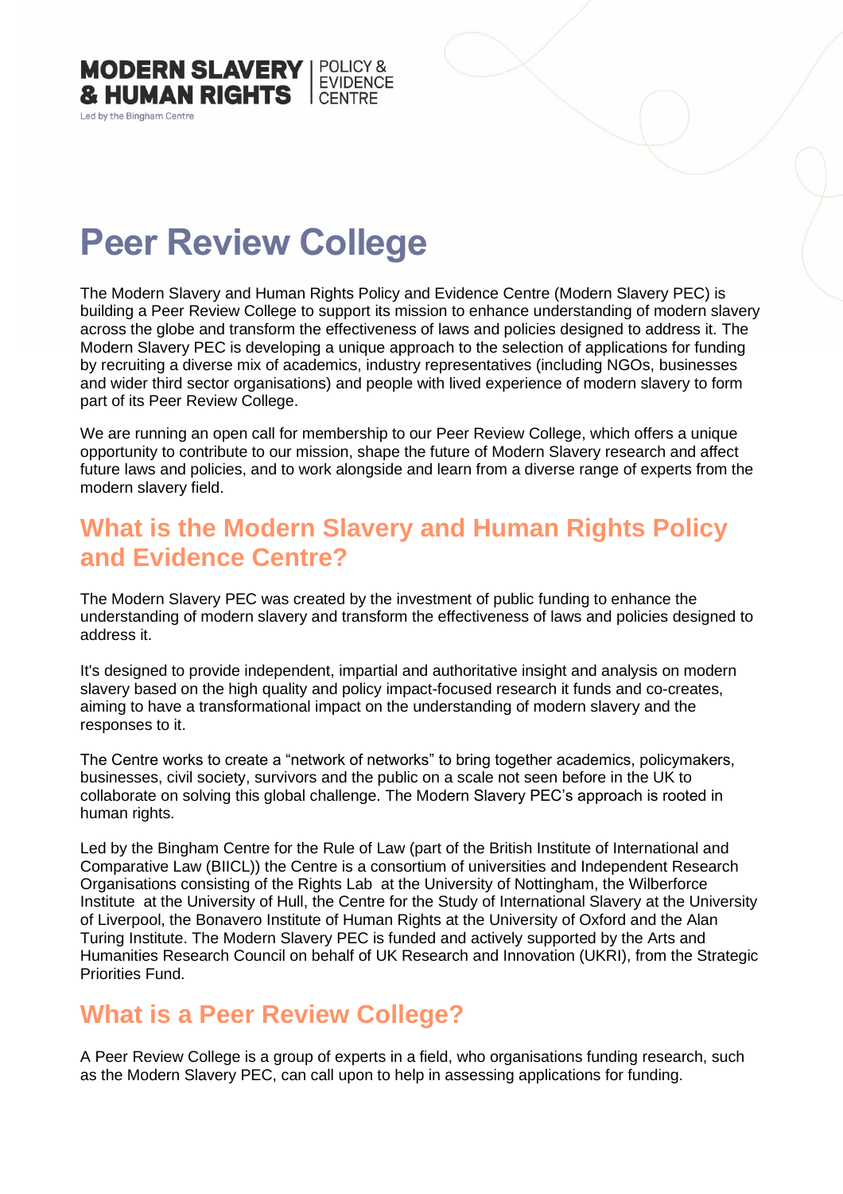MODERN SLAVERY & HUMAN RIGHTS | POLICY & EVIDENCE CENTRE

Led by the Bingham Centre

# Peer Review College

The Modern Slavery and Human Rights Policy and Evidence Centre (Modern Slavery PEC) is building a Peer Review College to support its mission to enhance understanding of modern slavery across the globe and transform the effectiveness of laws and policies designed to address it. The Modern Slavery PEC is developing a unique approach to the selection of applications for funding by recruiting a diverse mix of academics, industry representatives (including NGOs, businesses and wider third sector organisations) and people with lived experience of modern slavery to form part of its Peer Review College.

We are running an open call for membership to our Peer Review College, which offers a unique opportunity to contribute to our mission, shape the future of Modern Slavery research and affect future laws and policies, and to work alongside and learn from a diverse range of experts from the modern slavery field.

## What is the Modern Slavery and Human Rights Policy and Evidence Centre?

The Modern Slavery PEC was created by the investment of public funding to enhance the understanding of modern slavery and transform the effectiveness of laws and policies designed to address it.

It's designed to provide independent, impartial and authoritative insight and analysis on modern slavery based on the high quality and policy impact-focused research it funds and co-creates, aiming to have a transformational impact on the understanding of modern slavery and the responses to it.

The Centre works to create a "network of networks" to bring together academics, policymakers, businesses, civil society, survivors and the public on a scale not seen before in the UK to collaborate on solving this global challenge. The Modern Slavery PEC's approach is rooted in human rights.

Led by the Bingham Centre for the Rule of Law (part of the British Institute of International and Comparative Law (BIICL)) the Centre is a consortium of universities and Independent Research Organisations consisting of the Rights Lab at the University of Nottingham, the Wilberforce Institute at the University of Hull, the Centre for the Study of International Slavery at the University of Liverpool, the Bonavero Institute of Human Rights at the University of Oxford and the Alan Turing Institute. The Modern Slavery PEC is funded and actively supported by the Arts and Humanities Research Council on behalf of UK Research and Innovation (UKRI), from the Strategic Priorities Fund.

## What is a Peer Review College?

A Peer Review College is a group of experts in a field, who organisations funding research, such as the Modern Slavery PEC, can call upon to help in assessing applications for funding.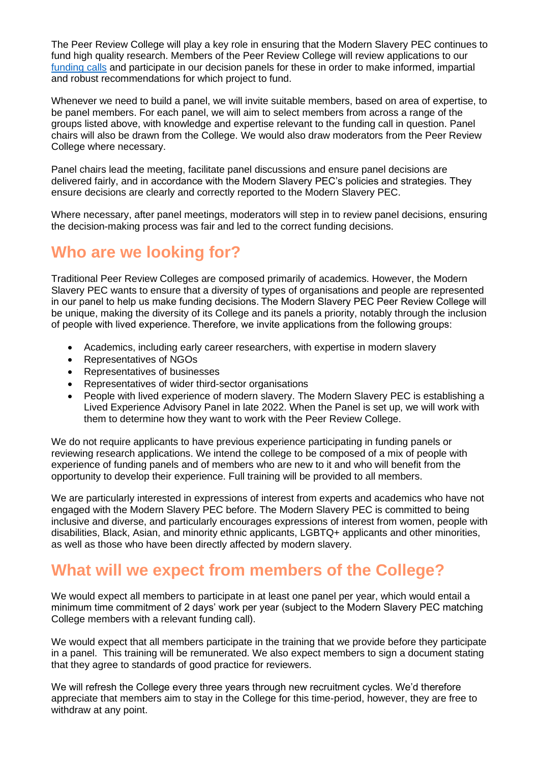The Peer Review College will play a key role in ensuring that the Modern Slavery PEC continues to fund high quality research. Members of the Peer Review College will review applications to our [funding calls](#) and participate in our decision panels for these in order to make informed, impartial and robust recommendations for which project to fund.

Whenever we need to build a panel, we will invite suitable members, based on area of expertise, to be panel members. For each panel, we will aim to select members from across a range of the groups listed above, with knowledge and expertise relevant to the funding call in question. Panel chairs will also be drawn from the College. We would also draw moderators from the Peer Review College where necessary.

Panel chairs lead the meeting, facilitate panel discussions and ensure panel decisions are delivered fairly, and in accordance with the Modern Slavery PEC's policies and strategies. They ensure decisions are clearly and correctly reported to the Modern Slavery PEC.

Where necessary, after panel meetings, moderators will step in to review panel decisions, ensuring the decision-making process was fair and led to the correct funding decisions.

## Who are we looking for?

Traditional Peer Review Colleges are composed primarily of academics. However, the Modern Slavery PEC wants to ensure that a diversity of types of organisations and people are represented in our panel to help us make funding decisions. The Modern Slavery PEC Peer Review College will be unique, making the diversity of its College and its panels a priority, notably through the inclusion of people with lived experience. Therefore, we invite applications from the following groups:

- Academics, including early career researchers, with expertise in modern slavery
- Representatives of NGOs
- Representatives of businesses
- Representatives of wider third-sector organisations
- People with lived experience of modern slavery. The Modern Slavery PEC is establishing a Lived Experience Advisory Panel in late 2022. When the Panel is set up, we will work with them to determine how they want to work with the Peer Review College.

We do not require applicants to have previous experience participating in funding panels or reviewing research applications. We intend the college to be composed of a mix of people with experience of funding panels and of members who are new to it and who will benefit from the opportunity to develop their experience. Full training will be provided to all members.

We are particularly interested in expressions of interest from experts and academics who have not engaged with the Modern Slavery PEC before. The Modern Slavery PEC is committed to being inclusive and diverse, and particularly encourages expressions of interest from women, people with disabilities, Black, Asian, and minority ethnic applicants, LGBTQ+ applicants and other minorities, as well as those who have been directly affected by modern slavery.

## What will we expect from members of the College?

We would expect all members to participate in at least one panel per year, which would entail a minimum time commitment of 2 days' work per year (subject to the Modern Slavery PEC matching College members with a relevant funding call).

We would expect that all members participate in the training that we provide before they participate in a panel. This training will be remunerated. We also expect members to sign a document stating that they agree to standards of good practice for reviewers.

We will refresh the College every three years through new recruitment cycles. We'd therefore appreciate that members aim to stay in the College for this time-period, however, they are free to withdraw at any point.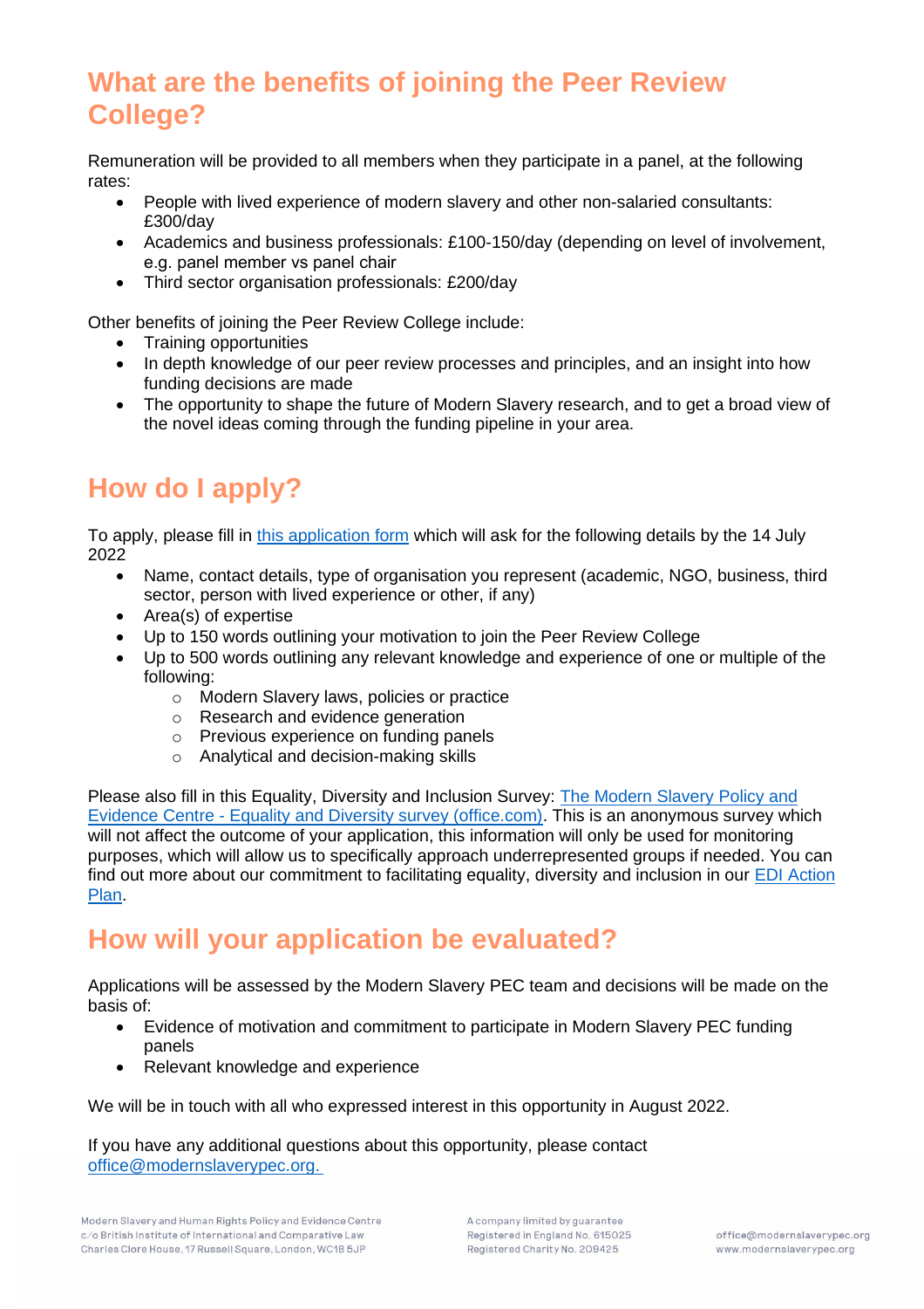## What are the benefits of joining the Peer Review College?

Remuneration will be provided to all members when they participate in a panel, at the following rates:

- People with lived experience of modern slavery and other non-salaried consultants: £300/day
- Academics and business professionals: £100-150/day (depending on level of involvement, e.g. panel member vs panel chair
- Third sector organisation professionals: £200/day

Other benefits of joining the Peer Review College include:

- Training opportunities
- In depth knowledge of our peer review processes and principles, and an insight into how funding decisions are made
- The opportunity to shape the future of Modern Slavery research, and to get a broad view of the novel ideas coming through the funding pipeline in your area.

## How do I apply?

To apply, please fill in this application form which will ask for the following details by the 14 July 2022

- Name, contact details, type of organisation you represent (academic, NGO, business, third sector, person with lived experience or other, if any)
- Area(s) of expertise
- Up to 150 words outlining your motivation to join the Peer Review College
- Up to 500 words outlining any relevant knowledge and experience of one or multiple of the following:
  - Modern Slavery laws, policies or practice
  - Research and evidence generation
  - Previous experience on funding panels
  - Analytical and decision-making skills

Please also fill in this Equality, Diversity and Inclusion Survey: The Modern Slavery Policy and Evidence Centre - Equality and Diversity survey (office.com). This is an anonymous survey which will not affect the outcome of your application, this information will only be used for monitoring purposes, which will allow us to specifically approach underrepresented groups if needed. You can find out more about our commitment to facilitating equality, diversity and inclusion in our EDI Action Plan.

## How will your application be evaluated?

Applications will be assessed by the Modern Slavery PEC team and decisions will be made on the basis of:

- Evidence of motivation and commitment to participate in Modern Slavery PEC funding panels
- Relevant knowledge and experience

We will be in touch with all who expressed interest in this opportunity in August 2022.

If you have any additional questions about this opportunity, please contact office@modernslaverypec.org.

Modern Slavery and Human Rights Policy and Evidence Centre
c/o British Institute of International and Comparative Law
Charles Clore House, 17 Russell Square, London, WC1B 5JP

A company limited by guarantee
Registered in England No. 615025
Registered Charity No. 209425

office@modernslaverypec.org
www.modernslaverypec.org